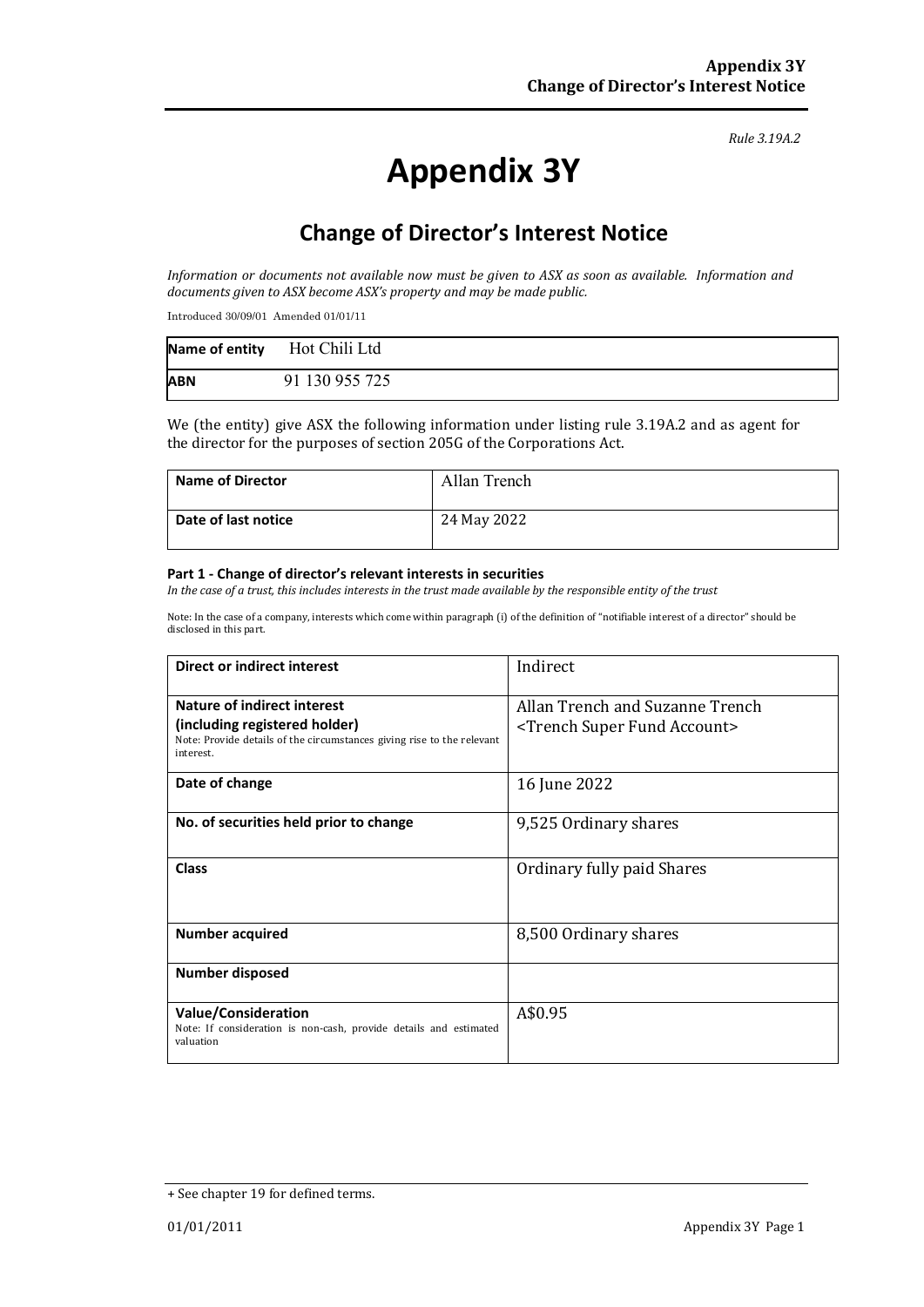*Rule 3.19A.2*

# Appendix 3Y

## Change of Director's Interest Notice

*Information or documents not available now must be given to ASX as soon as available. Information and documents given to ASX become ASX's property and may be made public.*

Introduced 30/09/01 Amended 01/01/11

| **Name of entity** | Hot Chili Ltd |
|---|---|
| **ABN** | 91 130 955 725 |

We (the entity) give ASX the following information under listing rule 3.19A.2 and as agent for the director for the purposes of section 205G of the Corporations Act.

| **Name of Director** | Allan Trench |
|---|---|
| **Date of last notice** | 24 May 2022 |

#### Part 1 - Change of director's relevant interests in securities

*In the case of a trust, this includes interests in the trust made available by the responsible entity of the trust*

Note: In the case of a company, interests which come within paragraph (i) of the definition of "notifiable interest of a director" should be disclosed in this part.

| **Direct or indirect interest** | Indirect |
|---|---|
| **Nature of indirect interest (including registered holder)** Note: Provide details of the circumstances giving rise to the relevant interest. | Allan Trench and Suzanne Trench <Trench Super Fund Account> |
| **Date of change** | 16 June 2022 |
| **No. of securities held prior to change** | 9,525 Ordinary shares |
| **Class** | Ordinary fully paid Shares |
| **Number acquired** | 8,500 Ordinary shares |
| **Number disposed** | |
| **Value/Consideration** Note: If consideration is non-cash, provide details and estimated valuation | A$0.95 |

+ See chapter 19 for defined terms.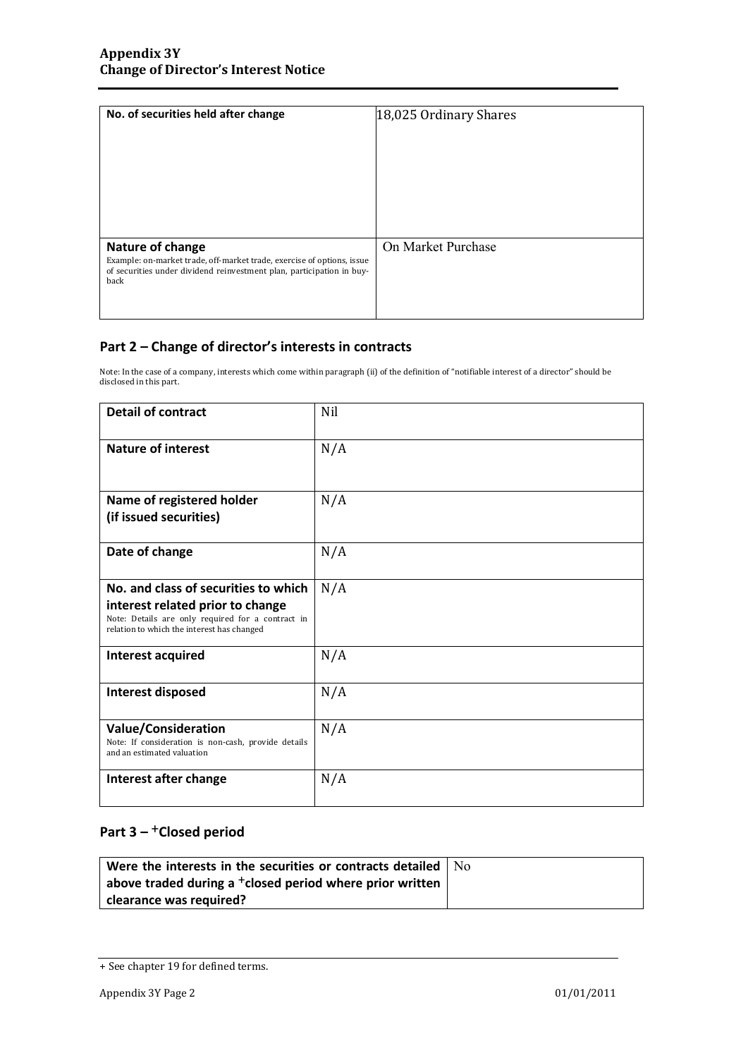| | |
|---|---|
| **No. of securities held after change** | 18,025 Ordinary Shares |
| **Nature of change**<br>Example: on-market trade, off-market trade, exercise of options, issue of securities under dividend reinvestment plan, participation in buy-back | On Market Purchase |

## Part 2 – Change of director's interests in contracts

Note: In the case of a company, interests which come within paragraph (ii) of the definition of "notifiable interest of a director" should be disclosed in this part.

| | |
|---|---|
| **Detail of contract** | Nil |
| **Nature of interest** | N/A |
| **Name of registered holder (if issued securities)** | N/A |
| **Date of change** | N/A |
| **No. and class of securities to which interest related prior to change**<br>Note: Details are only required for a contract in relation to which the interest has changed | N/A |
| **Interest acquired** | N/A |
| **Interest disposed** | N/A |
| **Value/Consideration**<br>Note: If consideration is non-cash, provide details and an estimated valuation | N/A |
| **Interest after change** | N/A |

## Part 3 – +Closed period

| | |
|---|---|
| **Were the interests in the securities or contracts detailed above traded during a +closed period where prior written clearance was required?** | No |

+ See chapter 19 for defined terms.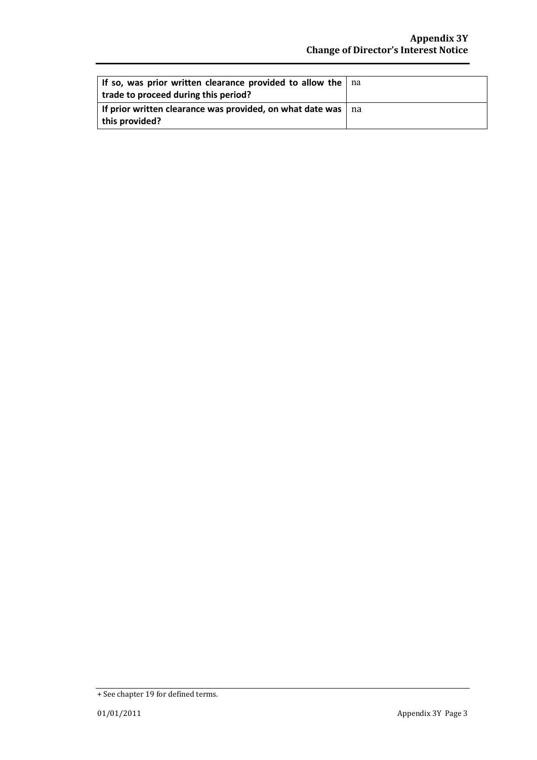| | |
|---|---|
| **If so, was prior written clearance provided to allow the trade to proceed during this period?** | na |
| **If prior written clearance was provided, on what date was this provided?** | na |

+ See chapter 19 for defined terms.